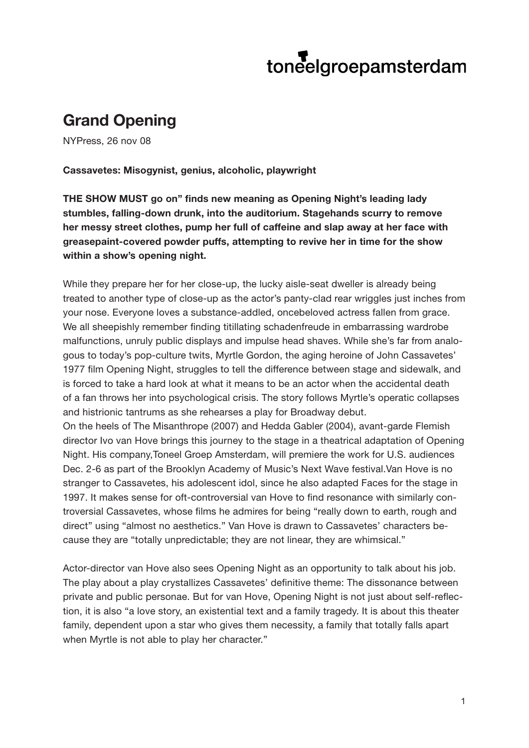toneelgroepamsterdam

# Grand Opening

NYPress, 26 nov 08

**Cassavetes: Misogynist, genius, alcoholic, playwright**

**THE SHOW MUST go on" finds new meaning as Opening Night's leading lady stumbles, falling-down drunk, into the auditorium. Stagehands scurry to remove her messy street clothes, pump her full of caffeine and slap away at her face with greasepaint-covered powder puffs, attempting to revive her in time for the show within a show's opening night.**

While they prepare her for her close-up, the lucky aisle-seat dweller is already being treated to another type of close-up as the actor's panty-clad rear wriggles just inches from your nose. Everyone loves a substance-addled, oncebeloved actress fallen from grace. We all sheepishly remember finding titillating schadenfreude in embarrassing wardrobe malfunctions, unruly public displays and impulse head shaves. While she's far from analogous to today's pop-culture twits, Myrtle Gordon, the aging heroine of John Cassavetes' 1977 film Opening Night, struggles to tell the difference between stage and sidewalk, and is forced to take a hard look at what it means to be an actor when the accidental death of a fan throws her into psychological crisis. The story follows Myrtle's operatic collapses and histrionic tantrums as she rehearses a play for Broadway debut.
On the heels of The Misanthrope (2007) and Hedda Gabler (2004), avant-garde Flemish director Ivo van Hove brings this journey to the stage in a theatrical adaptation of Opening Night. His company,Toneel Groep Amsterdam, will premiere the work for U.S. audiences Dec. 2-6 as part of the Brooklyn Academy of Music's Next Wave festival.Van Hove is no stranger to Cassavetes, his adolescent idol, since he also adapted Faces for the stage in 1997. It makes sense for oft-controversial van Hove to find resonance with similarly controversial Cassavetes, whose films he admires for being "really down to earth, rough and direct" using "almost no aesthetics." Van Hove is drawn to Cassavetes' characters because they are "totally unpredictable; they are not linear, they are whimsical."

Actor-director van Hove also sees Opening Night as an opportunity to talk about his job. The play about a play crystallizes Cassavetes' definitive theme: The dissonance between private and public personae. But for van Hove, Opening Night is not just about self-reflection, it is also "a love story, an existential text and a family tragedy. It is about this theater family, dependent upon a star who gives them necessity, a family that totally falls apart when Myrtle is not able to play her character."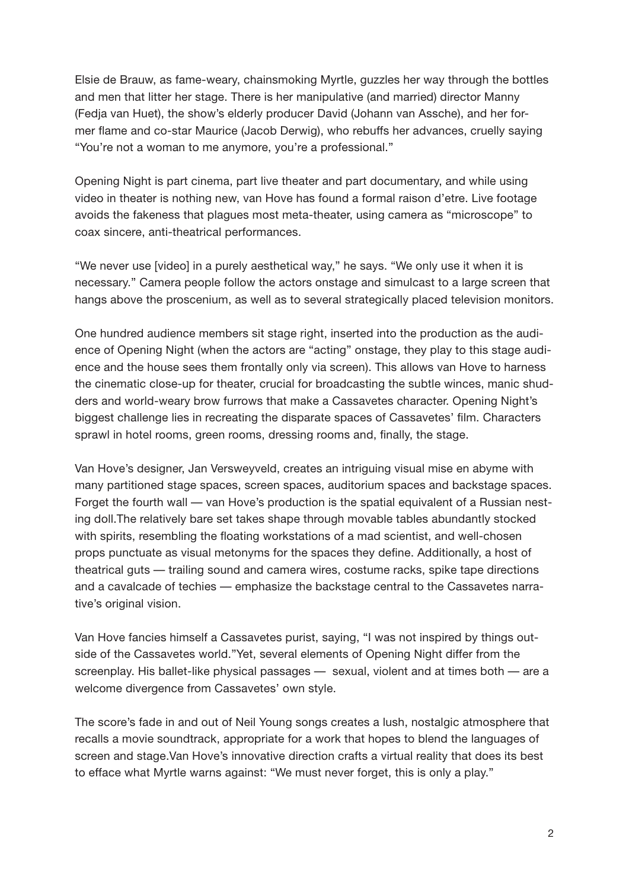Elsie de Brauw, as fame-weary, chainsmoking Myrtle, guzzles her way through the bottles and men that litter her stage. There is her manipulative (and married) director Manny (Fedja van Huet), the show's elderly producer David (Johann van Assche), and her former flame and co-star Maurice (Jacob Derwig), who rebuffs her advances, cruelly saying "You're not a woman to me anymore, you're a professional."

Opening Night is part cinema, part live theater and part documentary, and while using video in theater is nothing new, van Hove has found a formal raison d'etre. Live footage avoids the fakeness that plagues most meta-theater, using camera as "microscope" to coax sincere, anti-theatrical performances.

"We never use [video] in a purely aesthetical way," he says. "We only use it when it is necessary." Camera people follow the actors onstage and simulcast to a large screen that hangs above the proscenium, as well as to several strategically placed television monitors.

One hundred audience members sit stage right, inserted into the production as the audience of Opening Night (when the actors are "acting" onstage, they play to this stage audience and the house sees them frontally only via screen). This allows van Hove to harness the cinematic close-up for theater, crucial for broadcasting the subtle winces, manic shudders and world-weary brow furrows that make a Cassavetes character. Opening Night's biggest challenge lies in recreating the disparate spaces of Cassavetes' film. Characters sprawl in hotel rooms, green rooms, dressing rooms and, finally, the stage.

Van Hove's designer, Jan Versweyveld, creates an intriguing visual mise en abyme with many partitioned stage spaces, screen spaces, auditorium spaces and backstage spaces. Forget the fourth wall — van Hove's production is the spatial equivalent of a Russian nesting doll.The relatively bare set takes shape through movable tables abundantly stocked with spirits, resembling the floating workstations of a mad scientist, and well-chosen props punctuate as visual metonyms for the spaces they define. Additionally, a host of theatrical guts — trailing sound and camera wires, costume racks, spike tape directions and a cavalcade of techies — emphasize the backstage central to the Cassavetes narrative's original vision.

Van Hove fancies himself a Cassavetes purist, saying, "I was not inspired by things outside of the Cassavetes world."Yet, several elements of Opening Night differ from the screenplay. His ballet-like physical passages — sexual, violent and at times both — are a welcome divergence from Cassavetes' own style.

The score's fade in and out of Neil Young songs creates a lush, nostalgic atmosphere that recalls a movie soundtrack, appropriate for a work that hopes to blend the languages of screen and stage.Van Hove's innovative direction crafts a virtual reality that does its best to efface what Myrtle warns against: "We must never forget, this is only a play."